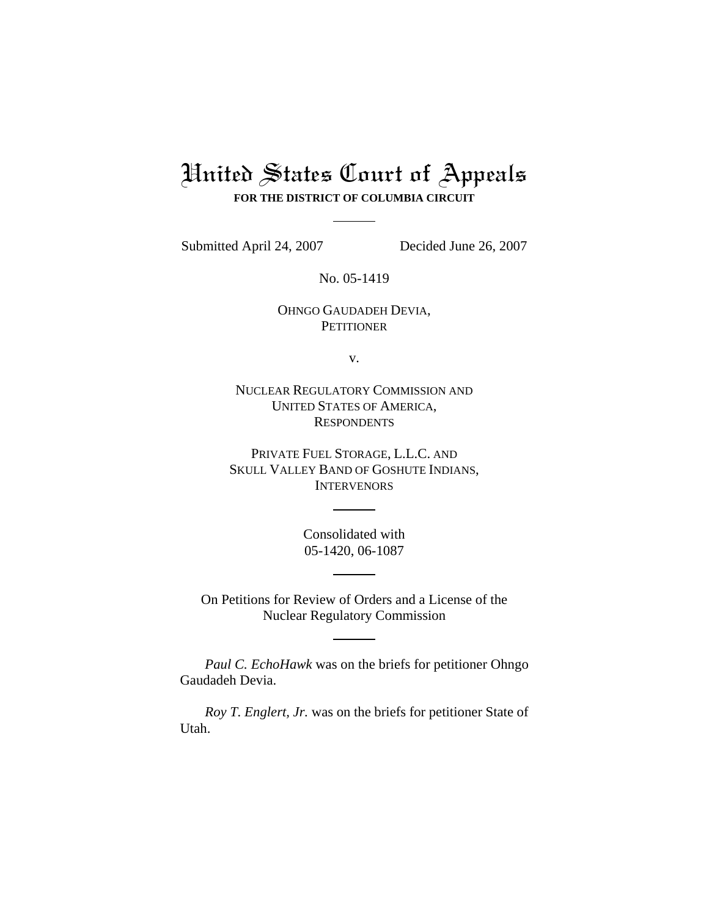# United States Court of Appeals

**FOR THE DISTRICT OF COLUMBIA CIRCUIT**

Submitted April 24, 2007 Decided June 26, 2007

No. 05-1419

OHNGO GAUDADEH DEVIA,
PETITIONER

v.

NUCLEAR REGULATORY COMMISSION AND
UNITED STATES OF AMERICA,
RESPONDENTS

PRIVATE FUEL STORAGE, L.L.C. AND
SKULL VALLEY BAND OF GOSHUTE INDIANS,
INTERVENORS

Consolidated with
05-1420, 06-1087

On Petitions for Review of Orders and a License of the Nuclear Regulatory Commission

*Paul C. EchoHawk* was on the briefs for petitioner Ohngo Gaudadeh Devia.

*Roy T. Englert, Jr.* was on the briefs for petitioner State of Utah.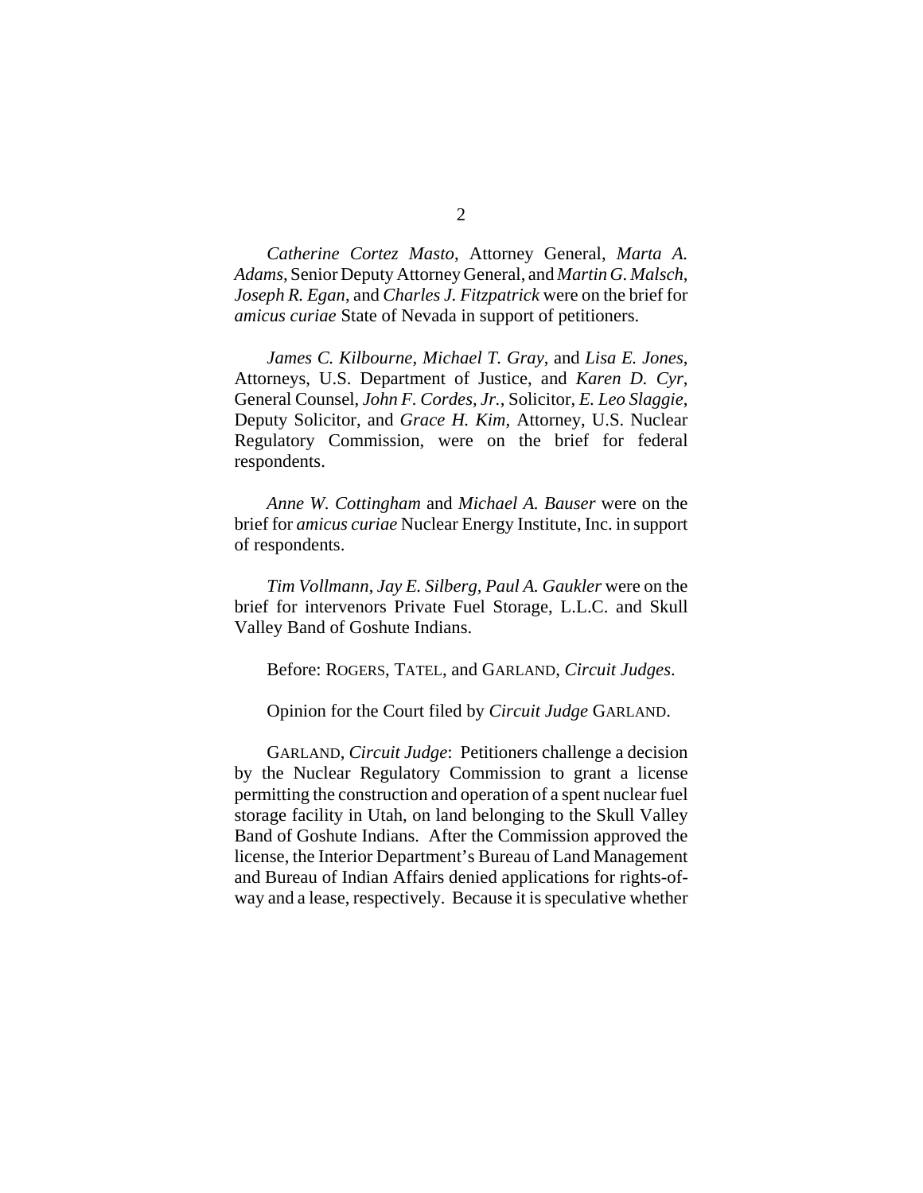*Catherine Cortez Masto*, Attorney General, *Marta A. Adams*, Senior Deputy Attorney General, and *Martin G. Malsch*, *Joseph R. Egan*, and *Charles J. Fitzpatrick* were on the brief for *amicus curiae* State of Nevada in support of petitioners.

*James C. Kilbourne*, *Michael T. Gray*, and *Lisa E. Jones*, Attorneys, U.S. Department of Justice, and *Karen D. Cyr*, General Counsel, *John F. Cordes, Jr.*, Solicitor, *E. Leo Slaggie*, Deputy Solicitor, and *Grace H. Kim*, Attorney, U.S. Nuclear Regulatory Commission, were on the brief for federal respondents.

*Anne W. Cottingham* and *Michael A. Bauser* were on the brief for *amicus curiae* Nuclear Energy Institute, Inc. in support of respondents.

*Tim Vollmann*, *Jay E. Silberg, Paul A. Gaukler* were on the brief for intervenors Private Fuel Storage, L.L.C. and Skull Valley Band of Goshute Indians.

Before: ROGERS, TATEL, and GARLAND, *Circuit Judges*.

Opinion for the Court filed by *Circuit Judge* GARLAND.

GARLAND, *Circuit Judge*: Petitioners challenge a decision by the Nuclear Regulatory Commission to grant a license permitting the construction and operation of a spent nuclear fuel storage facility in Utah, on land belonging to the Skull Valley Band of Goshute Indians. After the Commission approved the license, the Interior Department's Bureau of Land Management and Bureau of Indian Affairs denied applications for rights-of-way and a lease, respectively. Because it is speculative whether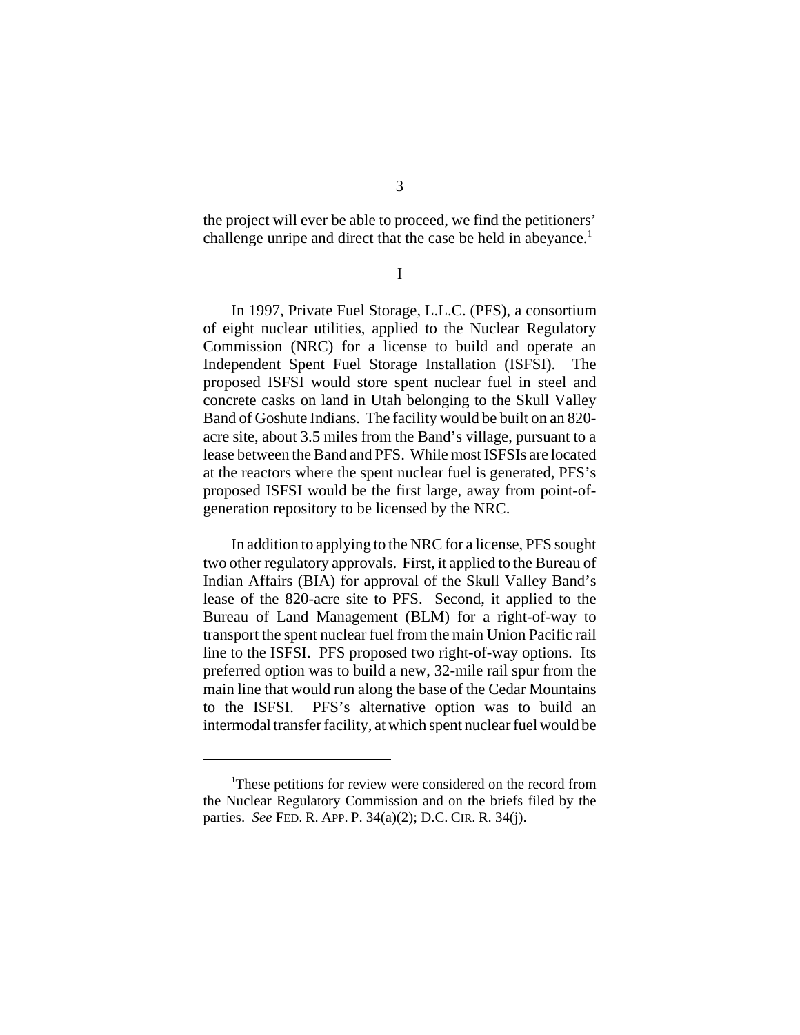the project will ever be able to proceed, we find the petitioners' challenge unripe and direct that the case be held in abeyance.[1]

## I

In 1997, Private Fuel Storage, L.L.C. (PFS), a consortium of eight nuclear utilities, applied to the Nuclear Regulatory Commission (NRC) for a license to build and operate an Independent Spent Fuel Storage Installation (ISFSI). The proposed ISFSI would store spent nuclear fuel in steel and concrete casks on land in Utah belonging to the Skull Valley Band of Goshute Indians. The facility would be built on an 820-acre site, about 3.5 miles from the Band's village, pursuant to a lease between the Band and PFS. While most ISFSIs are located at the reactors where the spent nuclear fuel is generated, PFS's proposed ISFSI would be the first large, away from point-of-generation repository to be licensed by the NRC.

In addition to applying to the NRC for a license, PFS sought two other regulatory approvals. First, it applied to the Bureau of Indian Affairs (BIA) for approval of the Skull Valley Band's lease of the 820-acre site to PFS. Second, it applied to the Bureau of Land Management (BLM) for a right-of-way to transport the spent nuclear fuel from the main Union Pacific rail line to the ISFSI. PFS proposed two right-of-way options. Its preferred option was to build a new, 32-mile rail spur from the main line that would run along the base of the Cedar Mountains to the ISFSI. PFS's alternative option was to build an intermodal transfer facility, at which spent nuclear fuel would be

[1] These petitions for review were considered on the record from the Nuclear Regulatory Commission and on the briefs filed by the parties. *See* FED. R. APP. P. 34(a)(2); D.C. CIR. R. 34(j).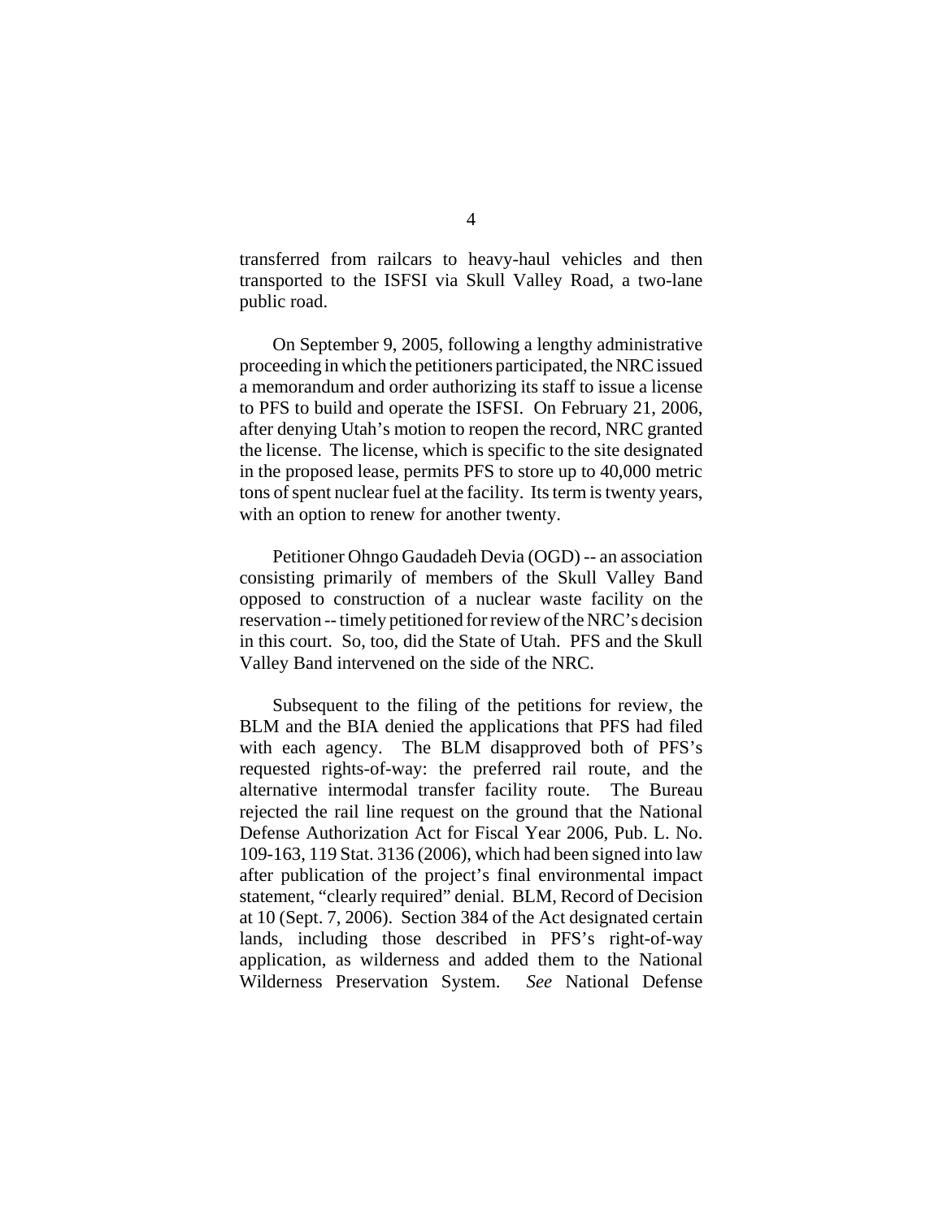transferred from railcars to heavy-haul vehicles and then transported to the ISFSI via Skull Valley Road, a two-lane public road.

On September 9, 2005, following a lengthy administrative proceeding in which the petitioners participated, the NRC issued a memorandum and order authorizing its staff to issue a license to PFS to build and operate the ISFSI. On February 21, 2006, after denying Utah's motion to reopen the record, NRC granted the license. The license, which is specific to the site designated in the proposed lease, permits PFS to store up to 40,000 metric tons of spent nuclear fuel at the facility. Its term is twenty years, with an option to renew for another twenty.

Petitioner Ohngo Gaudadeh Devia (OGD) -- an association consisting primarily of members of the Skull Valley Band opposed to construction of a nuclear waste facility on the reservation -- timely petitioned for review of the NRC's decision in this court. So, too, did the State of Utah. PFS and the Skull Valley Band intervened on the side of the NRC.

Subsequent to the filing of the petitions for review, the BLM and the BIA denied the applications that PFS had filed with each agency. The BLM disapproved both of PFS's requested rights-of-way: the preferred rail route, and the alternative intermodal transfer facility route. The Bureau rejected the rail line request on the ground that the National Defense Authorization Act for Fiscal Year 2006, Pub. L. No. 109-163, 119 Stat. 3136 (2006), which had been signed into law after publication of the project's final environmental impact statement, "clearly required" denial. BLM, Record of Decision at 10 (Sept. 7, 2006). Section 384 of the Act designated certain lands, including those described in PFS's right-of-way application, as wilderness and added them to the National Wilderness Preservation System. *See* National Defense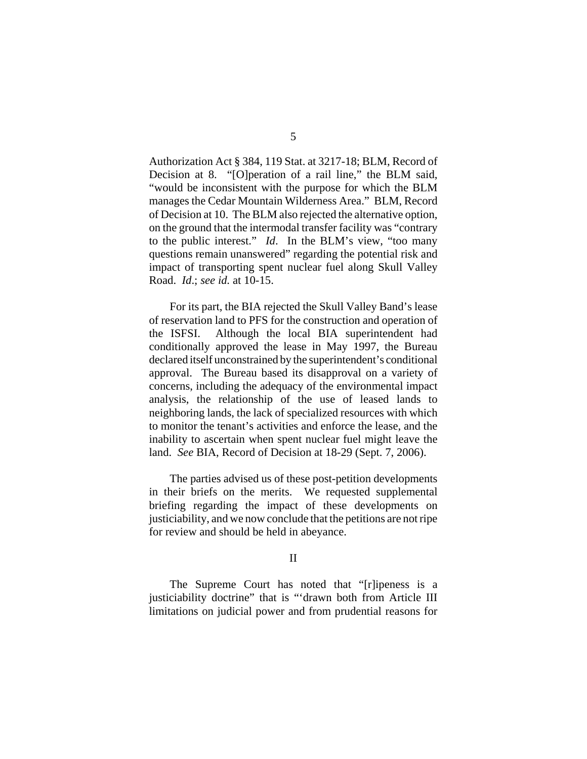Authorization Act § 384, 119 Stat. at 3217-18; BLM, Record of Decision at 8. "[O]peration of a rail line," the BLM said, "would be inconsistent with the purpose for which the BLM manages the Cedar Mountain Wilderness Area." BLM, Record of Decision at 10. The BLM also rejected the alternative option, on the ground that the intermodal transfer facility was "contrary to the public interest." *Id*. In the BLM's view, "too many questions remain unanswered" regarding the potential risk and impact of transporting spent nuclear fuel along Skull Valley Road. *Id*.; *see id.* at 10-15.

For its part, the BIA rejected the Skull Valley Band's lease of reservation land to PFS for the construction and operation of the ISFSI. Although the local BIA superintendent had conditionally approved the lease in May 1997, the Bureau declared itself unconstrained by the superintendent's conditional approval. The Bureau based its disapproval on a variety of concerns, including the adequacy of the environmental impact analysis, the relationship of the use of leased lands to neighboring lands, the lack of specialized resources with which to monitor the tenant's activities and enforce the lease, and the inability to ascertain when spent nuclear fuel might leave the land. *See* BIA, Record of Decision at 18-29 (Sept. 7, 2006).

The parties advised us of these post-petition developments in their briefs on the merits. We requested supplemental briefing regarding the impact of these developments on justiciability, and we now conclude that the petitions are not ripe for review and should be held in abeyance.

## II

The Supreme Court has noted that "[r]ipeness is a justiciability doctrine" that is "'drawn both from Article III limitations on judicial power and from prudential reasons for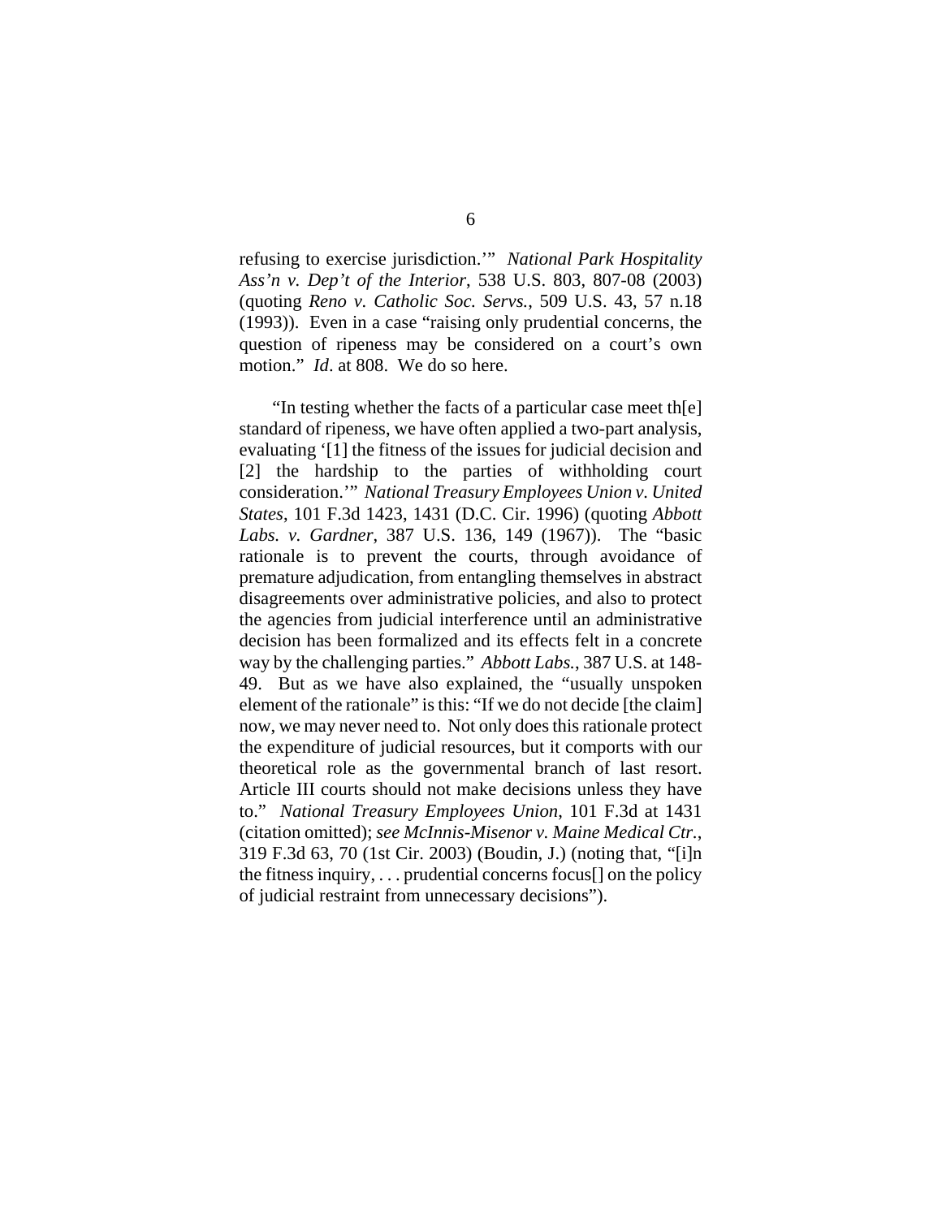refusing to exercise jurisdiction.'" *National Park Hospitality Ass'n v. Dep't of the Interior*, 538 U.S. 803, 807-08 (2003) (quoting *Reno v. Catholic Soc. Servs.*, 509 U.S. 43, 57 n.18 (1993)). Even in a case "raising only prudential concerns, the question of ripeness may be considered on a court's own motion." *Id*. at 808. We do so here.

"In testing whether the facts of a particular case meet th[e] standard of ripeness, we have often applied a two-part analysis, evaluating '[1] the fitness of the issues for judicial decision and [2] the hardship to the parties of withholding court consideration.'" *National Treasury Employees Union v. United States*, 101 F.3d 1423, 1431 (D.C. Cir. 1996) (quoting *Abbott Labs. v. Gardner*, 387 U.S. 136, 149 (1967)). The "basic rationale is to prevent the courts, through avoidance of premature adjudication, from entangling themselves in abstract disagreements over administrative policies, and also to protect the agencies from judicial interference until an administrative decision has been formalized and its effects felt in a concrete way by the challenging parties." *Abbott Labs.*, 387 U.S. at 148-49. But as we have also explained, the "usually unspoken element of the rationale" is this: "If we do not decide [the claim] now, we may never need to. Not only does this rationale protect the expenditure of judicial resources, but it comports with our theoretical role as the governmental branch of last resort. Article III courts should not make decisions unless they have to." *National Treasury Employees Union*, 101 F.3d at 1431 (citation omitted); *see McInnis-Misenor v. Maine Medical Ctr.*, 319 F.3d 63, 70 (1st Cir. 2003) (Boudin, J.) (noting that, "[i]n the fitness inquiry, . . . prudential concerns focus[] on the policy of judicial restraint from unnecessary decisions").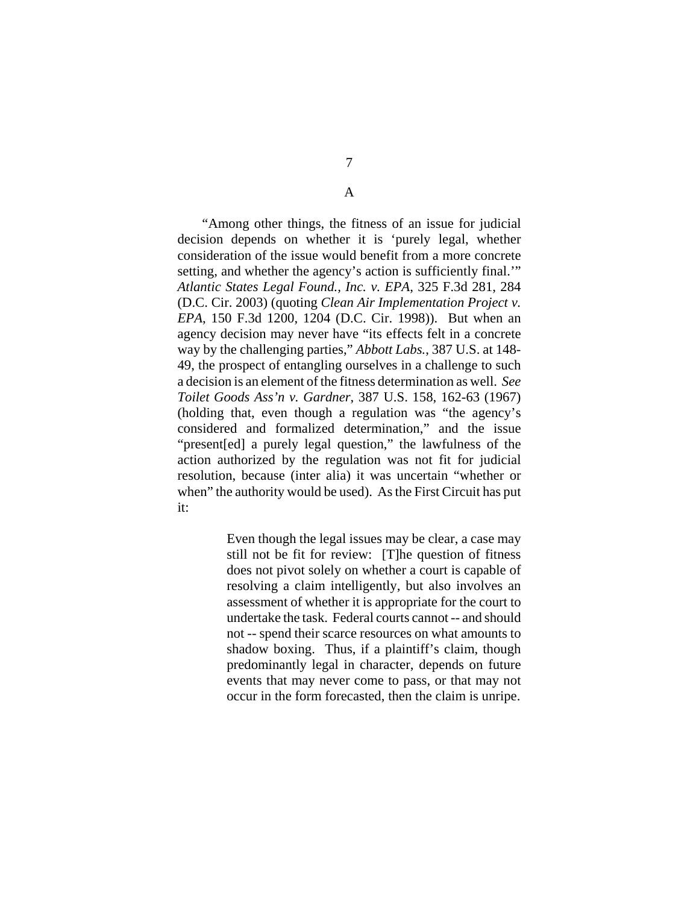## A

"Among other things, the fitness of an issue for judicial decision depends on whether it is 'purely legal, whether consideration of the issue would benefit from a more concrete setting, and whether the agency's action is sufficiently final.'" *Atlantic States Legal Found., Inc. v. EPA*, 325 F.3d 281, 284 (D.C. Cir. 2003) (quoting *Clean Air Implementation Project v. EPA*, 150 F.3d 1200, 1204 (D.C. Cir. 1998)). But when an agency decision may never have "its effects felt in a concrete way by the challenging parties," *Abbott Labs.*, 387 U.S. at 148-49, the prospect of entangling ourselves in a challenge to such a decision is an element of the fitness determination as well. *See Toilet Goods Ass'n v. Gardner*, 387 U.S. 158, 162-63 (1967) (holding that, even though a regulation was "the agency's considered and formalized determination," and the issue "present[ed] a purely legal question," the lawfulness of the action authorized by the regulation was not fit for judicial resolution, because (inter alia) it was uncertain "whether or when" the authority would be used). As the First Circuit has put it:

> Even though the legal issues may be clear, a case may still not be fit for review: [T]he question of fitness does not pivot solely on whether a court is capable of resolving a claim intelligently, but also involves an assessment of whether it is appropriate for the court to undertake the task. Federal courts cannot -- and should not -- spend their scarce resources on what amounts to shadow boxing. Thus, if a plaintiff's claim, though predominantly legal in character, depends on future events that may never come to pass, or that may not occur in the form forecasted, then the claim is unripe.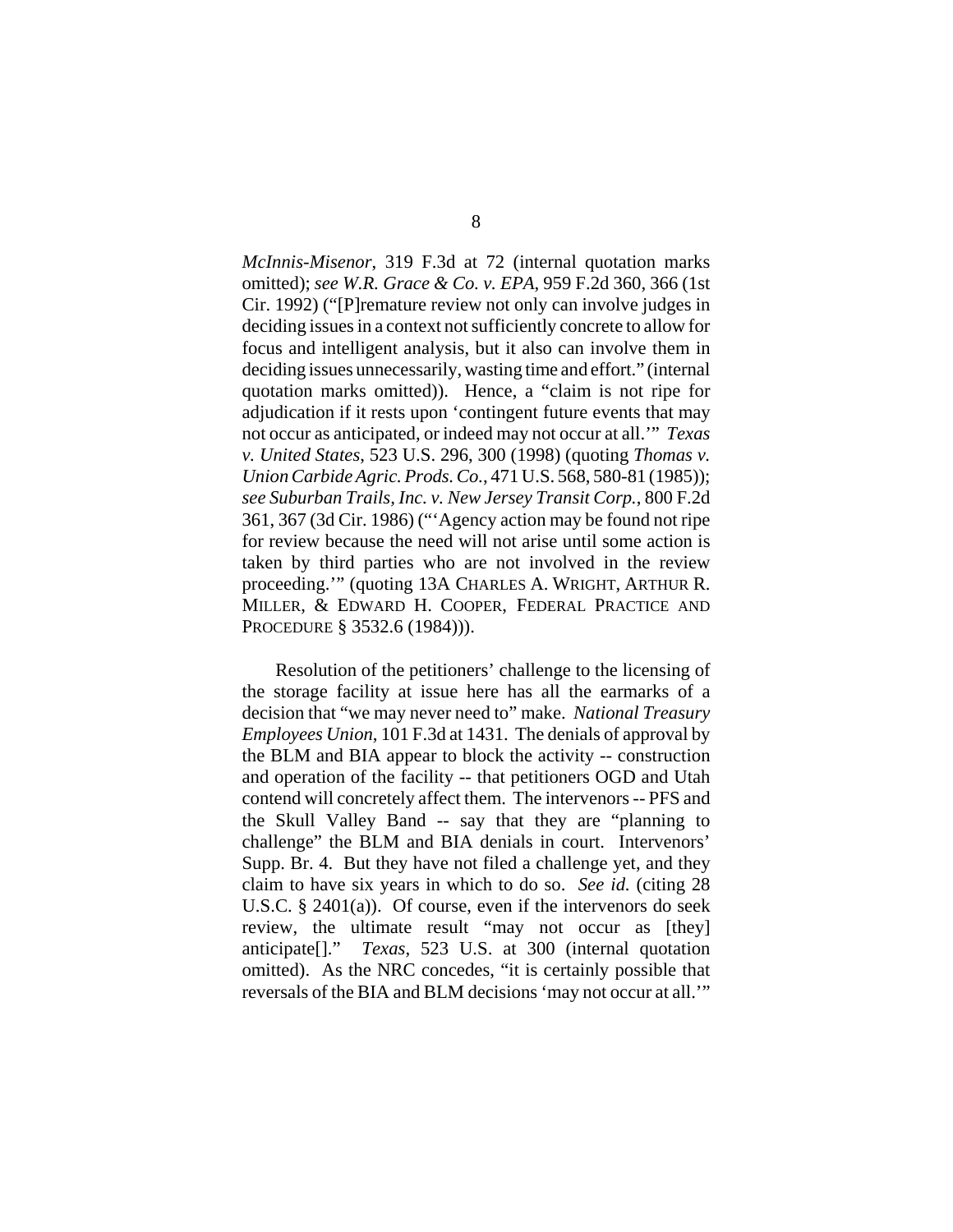*McInnis-Misenor*, 319 F.3d at 72 (internal quotation marks omitted); *see W.R. Grace & Co. v. EPA*, 959 F.2d 360, 366 (1st Cir. 1992) ("[P]remature review not only can involve judges in deciding issues in a context not sufficiently concrete to allow for focus and intelligent analysis, but it also can involve them in deciding issues unnecessarily, wasting time and effort." (internal quotation marks omitted)). Hence, a "claim is not ripe for adjudication if it rests upon 'contingent future events that may not occur as anticipated, or indeed may not occur at all.'" *Texas v. United States*, 523 U.S. 296, 300 (1998) (quoting *Thomas v. Union Carbide Agric. Prods. Co.*, 471 U.S. 568, 580-81 (1985)); *see Suburban Trails, Inc. v. New Jersey Transit Corp.*, 800 F.2d 361, 367 (3d Cir. 1986) ("'Agency action may be found not ripe for review because the need will not arise until some action is taken by third parties who are not involved in the review proceeding.'" (quoting 13A CHARLES A. WRIGHT, ARTHUR R. MILLER, & EDWARD H. COOPER, FEDERAL PRACTICE AND PROCEDURE § 3532.6 (1984))).

Resolution of the petitioners' challenge to the licensing of the storage facility at issue here has all the earmarks of a decision that "we may never need to" make. *National Treasury Employees Union*, 101 F.3d at 1431. The denials of approval by the BLM and BIA appear to block the activity -- construction and operation of the facility -- that petitioners OGD and Utah contend will concretely affect them. The intervenors -- PFS and the Skull Valley Band -- say that they are "planning to challenge" the BLM and BIA denials in court. Intervenors' Supp. Br. 4. But they have not filed a challenge yet, and they claim to have six years in which to do so. *See id.* (citing 28 U.S.C. § 2401(a)). Of course, even if the intervenors do seek review, the ultimate result "may not occur as [they] anticipate[]." *Texas*, 523 U.S. at 300 (internal quotation omitted). As the NRC concedes, "it is certainly possible that reversals of the BIA and BLM decisions 'may not occur at all.'"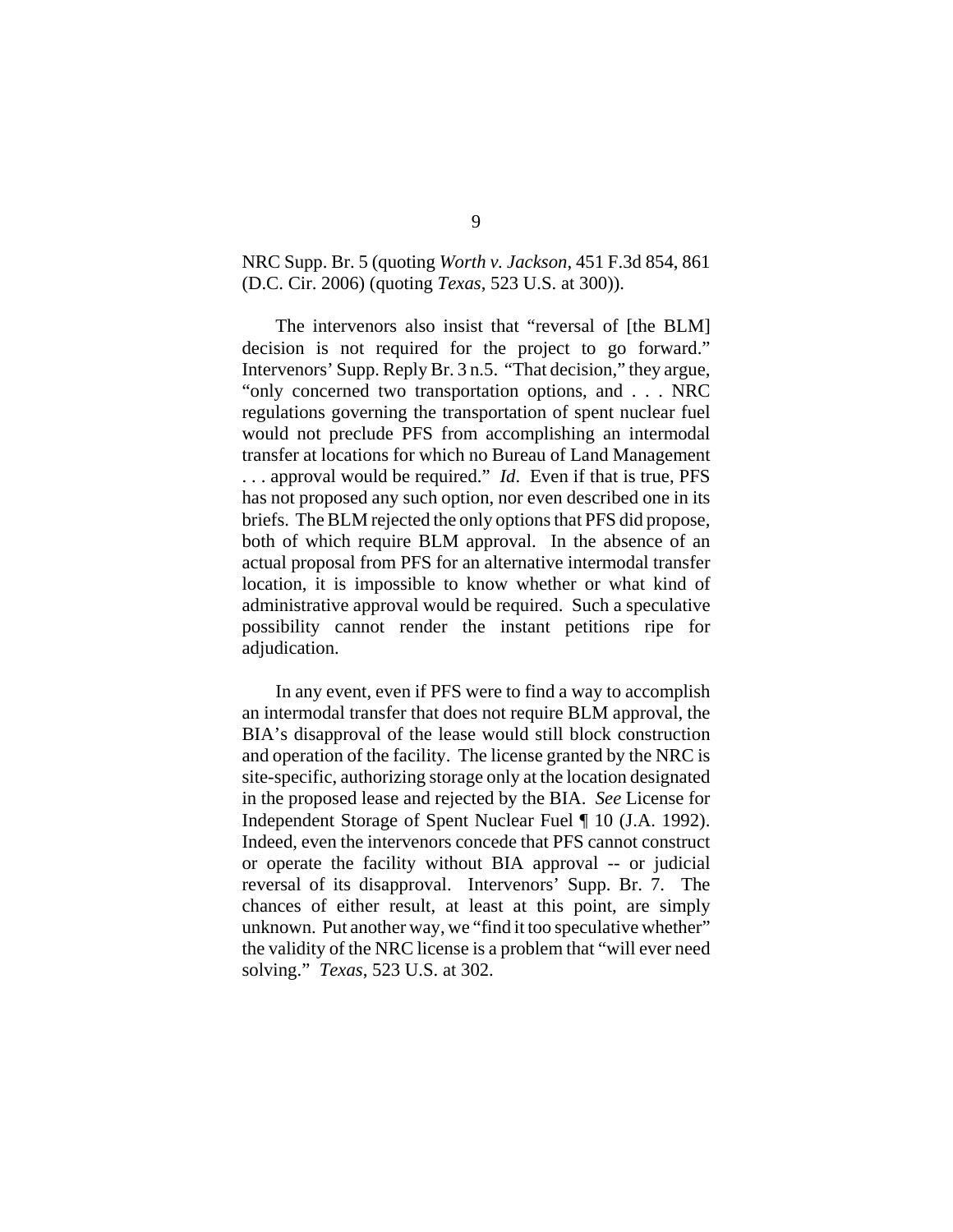NRC Supp. Br. 5 (quoting *Worth v. Jackson*, 451 F.3d 854, 861 (D.C. Cir. 2006) (quoting *Texas*, 523 U.S. at 300)).

The intervenors also insist that "reversal of [the BLM] decision is not required for the project to go forward." Intervenors' Supp. Reply Br. 3 n.5. "That decision," they argue, "only concerned two transportation options, and . . . NRC regulations governing the transportation of spent nuclear fuel would not preclude PFS from accomplishing an intermodal transfer at locations for which no Bureau of Land Management . . . approval would be required." *Id*. Even if that is true, PFS has not proposed any such option, nor even described one in its briefs. The BLM rejected the only options that PFS did propose, both of which require BLM approval. In the absence of an actual proposal from PFS for an alternative intermodal transfer location, it is impossible to know whether or what kind of administrative approval would be required. Such a speculative possibility cannot render the instant petitions ripe for adjudication.

In any event, even if PFS were to find a way to accomplish an intermodal transfer that does not require BLM approval, the BIA's disapproval of the lease would still block construction and operation of the facility. The license granted by the NRC is site-specific, authorizing storage only at the location designated in the proposed lease and rejected by the BIA. *See* License for Independent Storage of Spent Nuclear Fuel ¶ 10 (J.A. 1992). Indeed, even the intervenors concede that PFS cannot construct or operate the facility without BIA approval -- or judicial reversal of its disapproval. Intervenors' Supp. Br. 7. The chances of either result, at least at this point, are simply unknown. Put another way, we "find it too speculative whether" the validity of the NRC license is a problem that "will ever need solving." *Texas*, 523 U.S. at 302.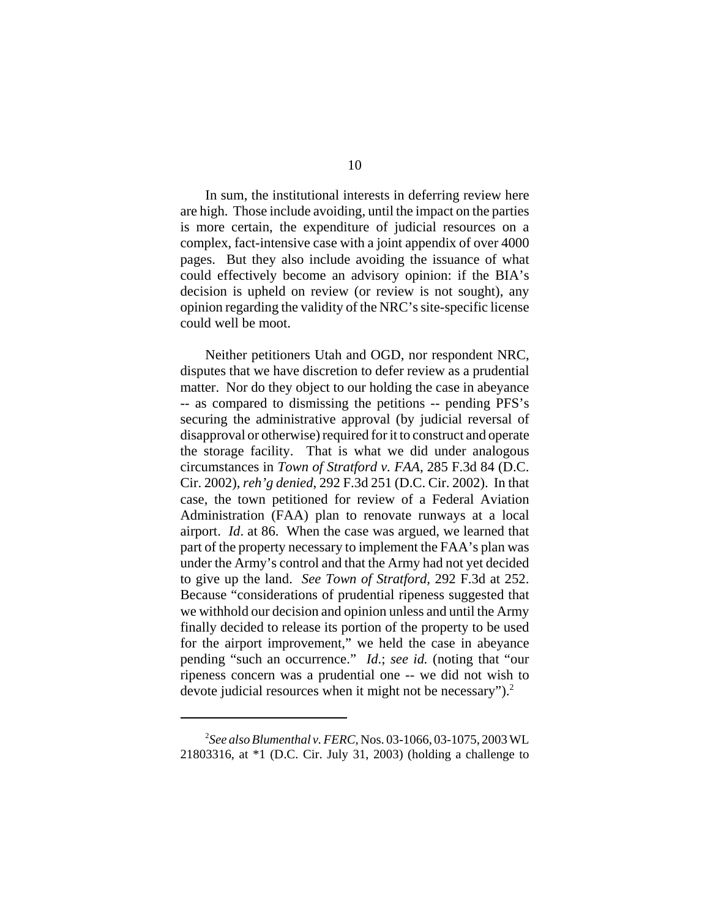In sum, the institutional interests in deferring review here are high. Those include avoiding, until the impact on the parties is more certain, the expenditure of judicial resources on a complex, fact-intensive case with a joint appendix of over 4000 pages. But they also include avoiding the issuance of what could effectively become an advisory opinion: if the BIA's decision is upheld on review (or review is not sought), any opinion regarding the validity of the NRC's site-specific license could well be moot.

Neither petitioners Utah and OGD, nor respondent NRC, disputes that we have discretion to defer review as a prudential matter. Nor do they object to our holding the case in abeyance -- as compared to dismissing the petitions -- pending PFS's securing the administrative approval (by judicial reversal of disapproval or otherwise) required for it to construct and operate the storage facility. That is what we did under analogous circumstances in *Town of Stratford v. FAA*, 285 F.3d 84 (D.C. Cir. 2002), *reh'g denied*, 292 F.3d 251 (D.C. Cir. 2002). In that case, the town petitioned for review of a Federal Aviation Administration (FAA) plan to renovate runways at a local airport. *Id*. at 86. When the case was argued, we learned that part of the property necessary to implement the FAA's plan was under the Army's control and that the Army had not yet decided to give up the land. *See Town of Stratford*, 292 F.3d at 252. Because "considerations of prudential ripeness suggested that we withhold our decision and opinion unless and until the Army finally decided to release its portion of the property to be used for the airport improvement," we held the case in abeyance pending "such an occurrence." *Id*.; *see id.* (noting that "our ripeness concern was a prudential one -- we did not wish to devote judicial resources when it might not be necessary").[2]

[2] *See also Blumenthal v. FERC*, Nos. 03-1066, 03-1075, 2003 WL 21803316, at *1 (D.C. Cir. July 31, 2003) (holding a challenge to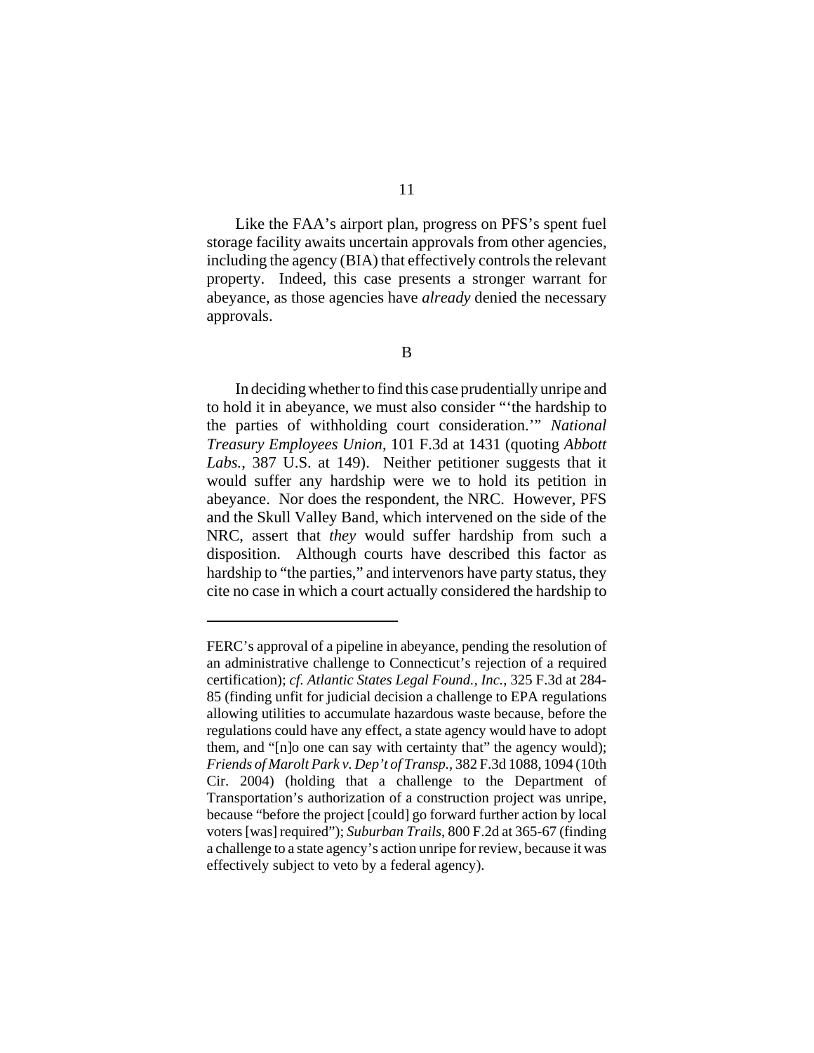Like the FAA's airport plan, progress on PFS's spent fuel storage facility awaits uncertain approvals from other agencies, including the agency (BIA) that effectively controls the relevant property. Indeed, this case presents a stronger warrant for abeyance, as those agencies have *already* denied the necessary approvals.

B

In deciding whether to find this case prudentially unripe and to hold it in abeyance, we must also consider "'the hardship to the parties of withholding court consideration.'" *National Treasury Employees Union*, 101 F.3d at 1431 (quoting *Abbott Labs.*, 387 U.S. at 149). Neither petitioner suggests that it would suffer any hardship were we to hold its petition in abeyance. Nor does the respondent, the NRC. However, PFS and the Skull Valley Band, which intervened on the side of the NRC, assert that *they* would suffer hardship from such a disposition. Although courts have described this factor as hardship to "the parties," and intervenors have party status, they cite no case in which a court actually considered the hardship to

---

FERC's approval of a pipeline in abeyance, pending the resolution of an administrative challenge to Connecticut's rejection of a required certification); *cf. Atlantic States Legal Found., Inc.*, 325 F.3d at 284-85 (finding unfit for judicial decision a challenge to EPA regulations allowing utilities to accumulate hazardous waste because, before the regulations could have any effect, a state agency would have to adopt them, and "[n]o one can say with certainty that" the agency would); *Friends of Marolt Park v. Dep't of Transp.*, 382 F.3d 1088, 1094 (10th Cir. 2004) (holding that a challenge to the Department of Transportation's authorization of a construction project was unripe, because "before the project [could] go forward further action by local voters [was] required"); *Suburban Trails*, 800 F.2d at 365-67 (finding a challenge to a state agency's action unripe for review, because it was effectively subject to veto by a federal agency).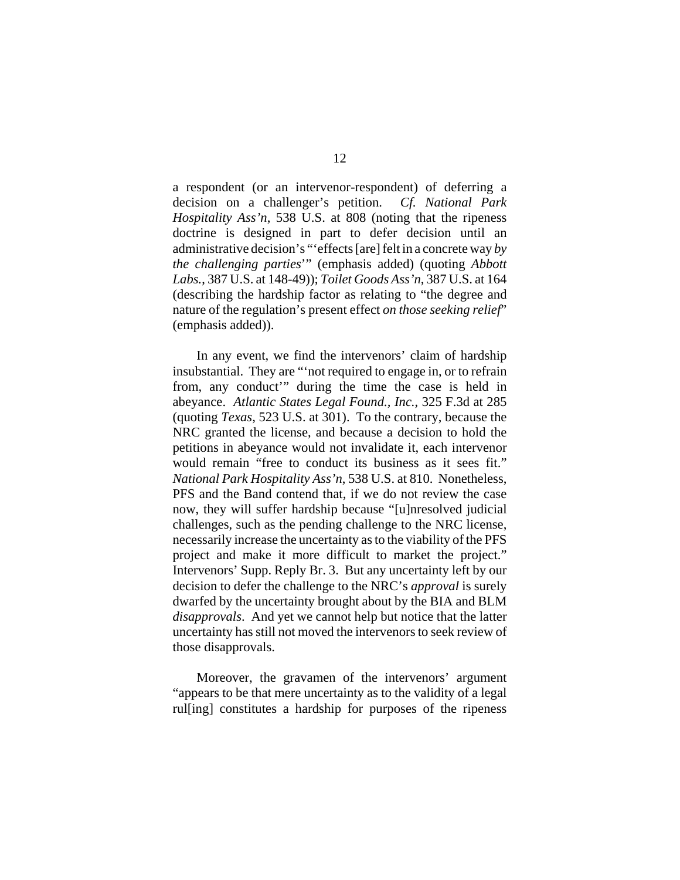a respondent (or an intervenor-respondent) of deferring a decision on a challenger's petition. *Cf. National Park Hospitality Ass'n*, 538 U.S. at 808 (noting that the ripeness doctrine is designed in part to defer decision until an administrative decision's "'effects [are] felt in a concrete way *by the challenging parties*'" (emphasis added) (quoting *Abbott Labs.*, 387 U.S. at 148-49)); *Toilet Goods Ass'n*, 387 U.S. at 164 (describing the hardship factor as relating to "the degree and nature of the regulation's present effect *on those seeking relief*" (emphasis added)).

In any event, we find the intervenors' claim of hardship insubstantial. They are "'not required to engage in, or to refrain from, any conduct'" during the time the case is held in abeyance. *Atlantic States Legal Found., Inc.*, 325 F.3d at 285 (quoting *Texas*, 523 U.S. at 301). To the contrary, because the NRC granted the license, and because a decision to hold the petitions in abeyance would not invalidate it, each intervenor would remain "free to conduct its business as it sees fit." *National Park Hospitality Ass'n*, 538 U.S. at 810. Nonetheless, PFS and the Band contend that, if we do not review the case now, they will suffer hardship because "[u]nresolved judicial challenges, such as the pending challenge to the NRC license, necessarily increase the uncertainty as to the viability of the PFS project and make it more difficult to market the project." Intervenors' Supp. Reply Br. 3. But any uncertainty left by our decision to defer the challenge to the NRC's *approval* is surely dwarfed by the uncertainty brought about by the BIA and BLM *disapprovals*. And yet we cannot help but notice that the latter uncertainty has still not moved the intervenors to seek review of those disapprovals.

Moreover, the gravamen of the intervenors' argument "appears to be that mere uncertainty as to the validity of a legal rul[ing] constitutes a hardship for purposes of the ripeness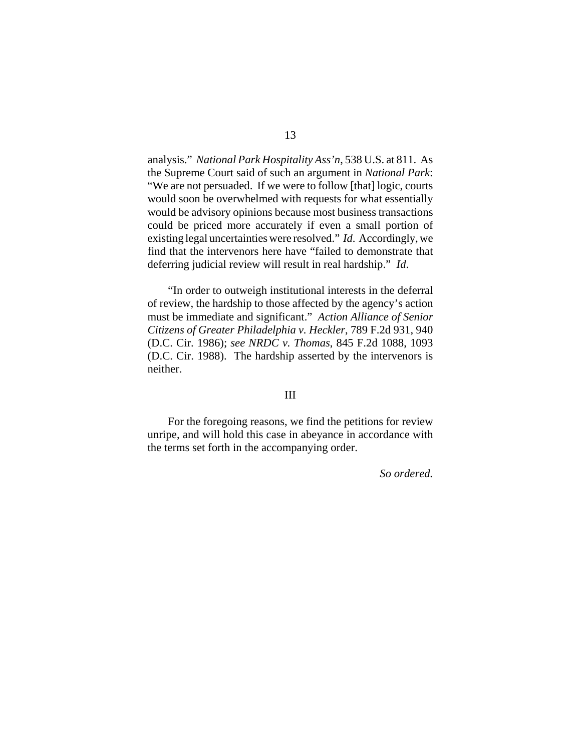analysis." *National Park Hospitality Ass'n*, 538 U.S. at 811. As the Supreme Court said of such an argument in *National Park*: "We are not persuaded. If we were to follow [that] logic, courts would soon be overwhelmed with requests for what essentially would be advisory opinions because most business transactions could be priced more accurately if even a small portion of existing legal uncertainties were resolved." *Id.* Accordingly, we find that the intervenors here have "failed to demonstrate that deferring judicial review will result in real hardship." *Id.*

"In order to outweigh institutional interests in the deferral of review, the hardship to those affected by the agency's action must be immediate and significant." *Action Alliance of Senior Citizens of Greater Philadelphia v. Heckler*, 789 F.2d 931, 940 (D.C. Cir. 1986); *see NRDC v. Thomas*, 845 F.2d 1088, 1093 (D.C. Cir. 1988). The hardship asserted by the intervenors is neither.

III

For the foregoing reasons, we find the petitions for review unripe, and will hold this case in abeyance in accordance with the terms set forth in the accompanying order.

*So ordered.*